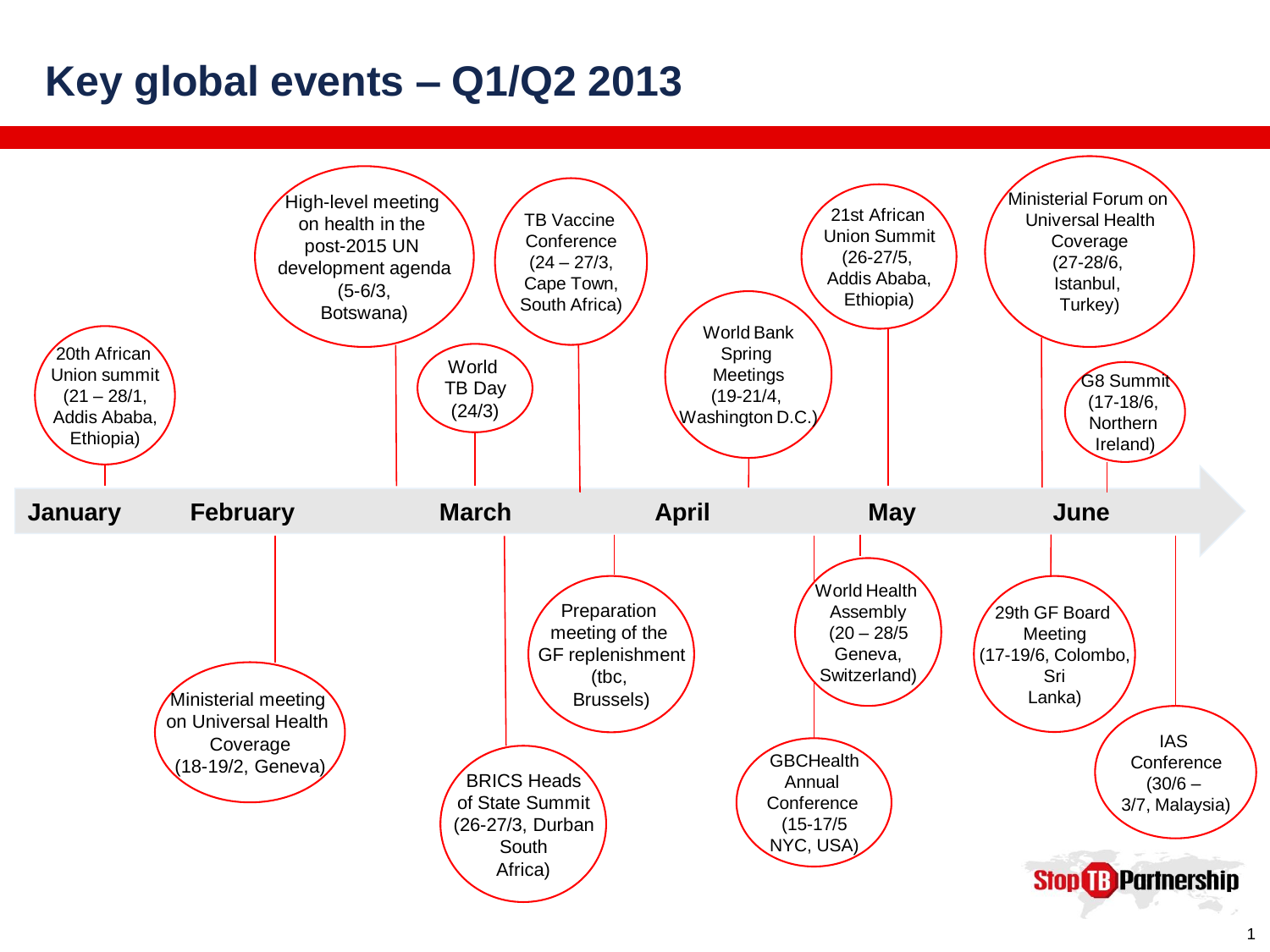# Key global events – Q1/Q2 2013

**January**

- 20th African Union summit (21 – 28/1, Addis Ababa, Ethiopia)

**February**

- Ministerial meeting on Universal Health Coverage (18-19/2, Geneva)
- High-level meeting on health in the post-2015 UN development agenda (5-6/3, Botswana)

**March**

- World TB Day (24/3)
- BRICS Heads of State Summit (26-27/3, Durban South Africa)
- TB Vaccine Conference (24 – 27/3, Cape Town, South Africa)
- Preparation meeting of the GF replenishment (tbc, Brussels)

**April**

- World Bank Spring Meetings (19-21/4, Washington D.C.)
- GBCHealth Annual Conference (15-17/5 NYC, USA)

**May**

- World Health Assembly (20 – 28/5 Geneva, Switzerland)
- 21st African Union Summit (26-27/5, Addis Ababa, Ethiopia)

**June**

- Ministerial Forum on Universal Health Coverage (27-28/6, Istanbul, Turkey)
- 29th GF Board Meeting (17-19/6, Colombo, Sri Lanka)
- G8 Summit (17-18/6, Northern Ireland)
- IAS Conference (30/6 – 3/7, Malaysia)

Stop TB Partnership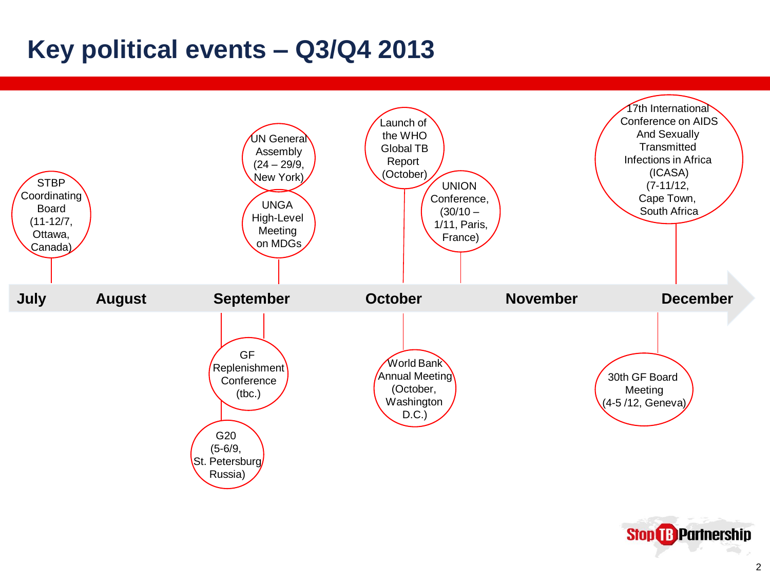# Key political events – Q3/Q4 2013

STBP Coordinating Board (11-12/7, Ottawa, Canada)

UN General Assembly (24 – 29/9, New York)

UNGA High-Level Meeting on MDGs

Launch of the WHO Global TB Report (October)

UNION Conference, (30/10 – 1/11, Paris, France)

17th International Conference on AIDS And Sexually Transmitted Infections in Africa (ICASA) (7-11/12, Cape Town, South Africa

July

August

September

October

November

December

GF Replenishment Conference (tbc.)

G20 (5-6/9, St. Petersburg Russia)

World Bank Annual Meeting (October, Washington D.C.)

30th GF Board Meeting (4-5 /12, Geneva)